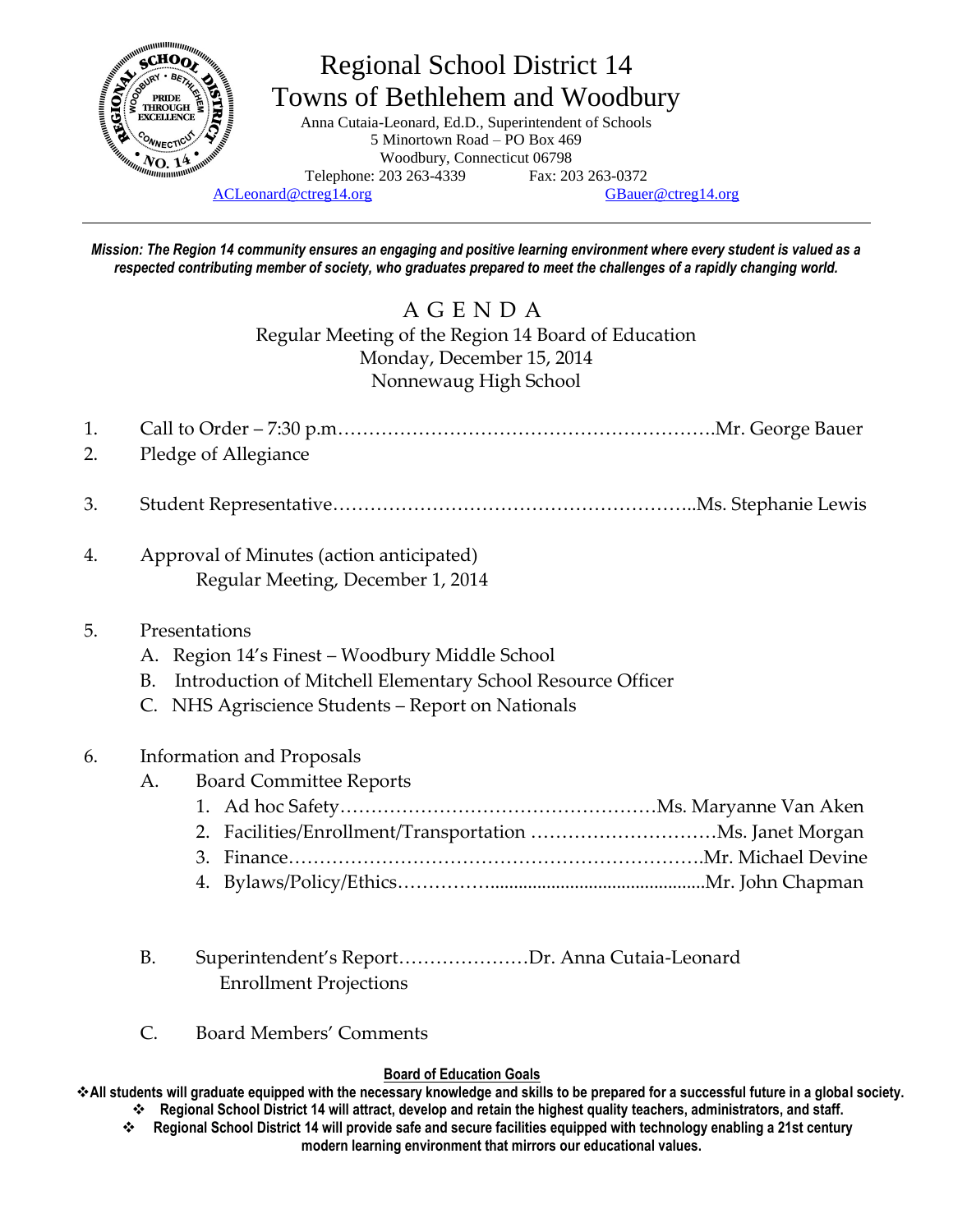# Regional School District 14
## Towns of Bethlehem and Woodbury

Anna Cutaia-Leonard, Ed.D., Superintendent of Schools
5 Minortown Road – PO Box 469
Woodbury, Connecticut 06798
Telephone: 203 263-4339 Fax: 203 263-0372
ACLeonard@ctreg14.org GBauer@ctreg14.org

---

***Mission: The Region 14 community ensures an engaging and positive learning environment where every student is valued as a respected contributing member of society, who graduates prepared to meet the challenges of a rapidly changing world.***

## A G E N D A

Regular Meeting of the Region 14 Board of Education
Monday, December 15, 2014
Nonnewaug High School

1. Call to Order – 7:30 p.m.…………………………………………………….Mr. George Bauer
2. Pledge of Allegiance
3. Student Representative…………………………………………………..Ms. Stephanie Lewis
4. Approval of Minutes (action anticipated)
   Regular Meeting, December 1, 2014
5. Presentations
   A. Region 14's Finest – Woodbury Middle School
   B. Introduction of Mitchell Elementary School Resource Officer
   C. NHS Agriscience Students – Report on Nationals
6. Information and Proposals
   A. Board Committee Reports
      1. Ad hoc Safety……………………………………………Ms. Maryanne Van Aken
      2. Facilities/Enrollment/Transportation …………………………Ms. Janet Morgan
      3. Finance…………………………………………………………Mr. Michael Devine
      4. Bylaws/Policy/Ethics……………..............................................Mr. John Chapman
   B. Superintendent's Report…………………Dr. Anna Cutaia-Leonard
      Enrollment Projections
   C. Board Members' Comments

**Board of Education Goals**

- **All students will graduate equipped with the necessary knowledge and skills to be prepared for a successful future in a global society.**
- **Regional School District 14 will attract, develop and retain the highest quality teachers, administrators, and staff.**
- **Regional School District 14 will provide safe and secure facilities equipped with technology enabling a 21st century modern learning environment that mirrors our educational values.**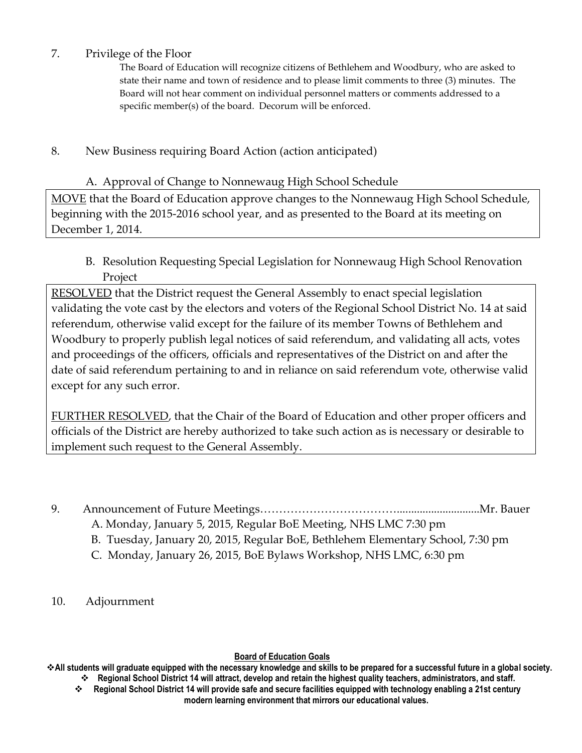7. Privilege of the Floor

The Board of Education will recognize citizens of Bethlehem and Woodbury, who are asked to state their name and town of residence and to please limit comments to three (3) minutes. The Board will not hear comment on individual personnel matters or comments addressed to a specific member(s) of the board. Decorum will be enforced.

8. New Business requiring Board Action (action anticipated)

A. Approval of Change to Nonnewaug High School Schedule

MOVE that the Board of Education approve changes to the Nonnewaug High School Schedule, beginning with the 2015-2016 school year, and as presented to the Board at its meeting on December 1, 2014.

B. Resolution Requesting Special Legislation for Nonnewaug High School Renovation Project

RESOLVED that the District request the General Assembly to enact special legislation validating the vote cast by the electors and voters of the Regional School District No. 14 at said referendum, otherwise valid except for the failure of its member Towns of Bethlehem and Woodbury to properly publish legal notices of said referendum, and validating all acts, votes and proceedings of the officers, officials and representatives of the District on and after the date of said referendum pertaining to and in reliance on said referendum vote, otherwise valid except for any such error.

FURTHER RESOLVED, that the Chair of the Board of Education and other proper officers and officials of the District are hereby authorized to take such action as is necessary or desirable to implement such request to the General Assembly.

9. Announcement of Future Meetings……………………………..............................Mr. Bauer

A. Monday, January 5, 2015, Regular BoE Meeting, NHS LMC 7:30 pm

B. Tuesday, January 20, 2015, Regular BoE, Bethlehem Elementary School, 7:30 pm

C. Monday, January 26, 2015, BoE Bylaws Workshop, NHS LMC, 6:30 pm

10. Adjournment

**Board of Education Goals**

- **All students will graduate equipped with the necessary knowledge and skills to be prepared for a successful future in a global society.**
- **Regional School District 14 will attract, develop and retain the highest quality teachers, administrators, and staff.**
- **Regional School District 14 will provide safe and secure facilities equipped with technology enabling a 21st century modern learning environment that mirrors our educational values.**